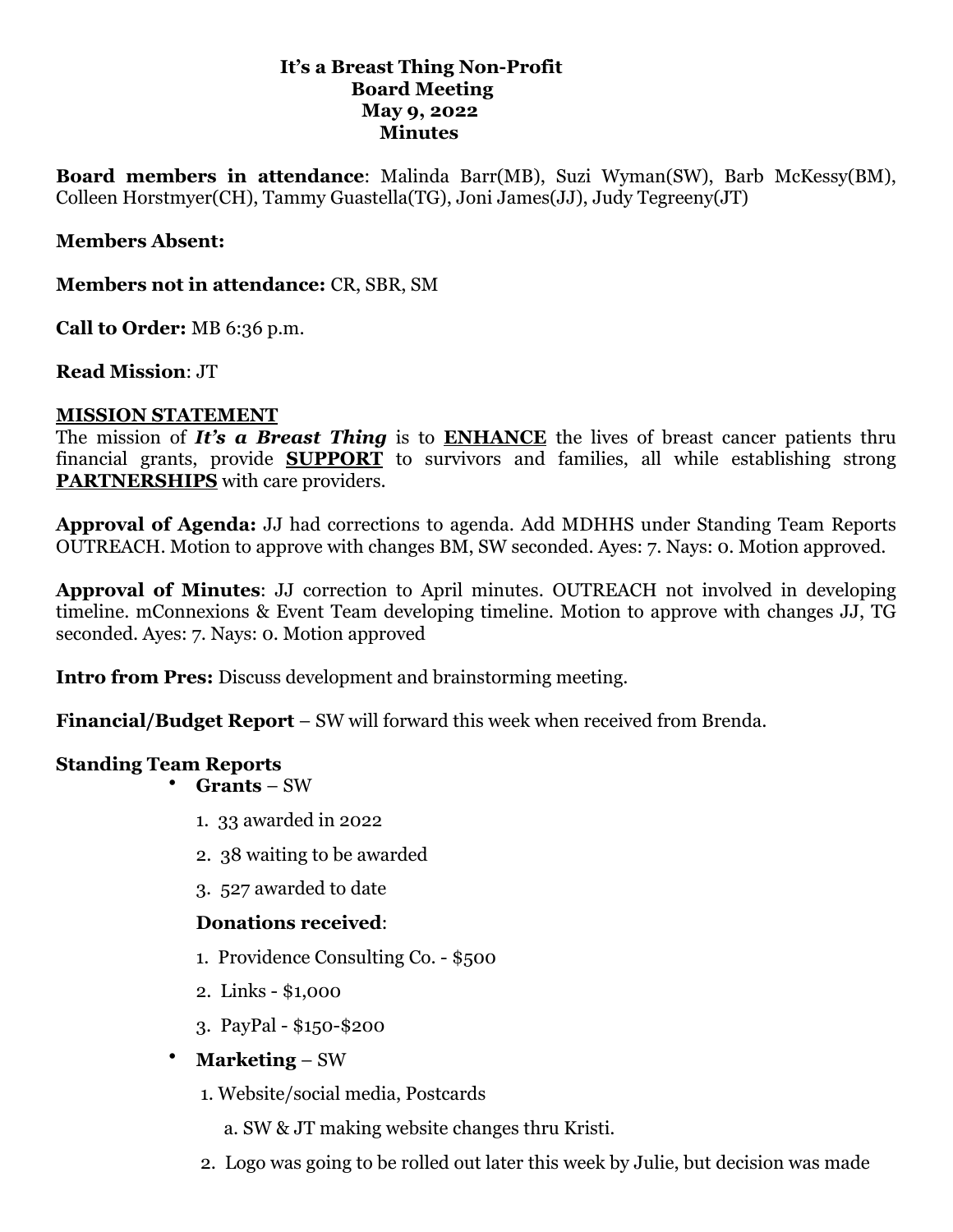# It's a Breast Thing Non-Profit
## Board Meeting
## May 9, 2022
## Minutes

**Board members in attendance**: Malinda Barr(MB), Suzi Wyman(SW), Barb McKessy(BM), Colleen Horstmyer(CH), Tammy Guastella(TG), Joni James(JJ), Judy Tegreeny(JT)

**Members Absent:**

**Members not in attendance:** CR, SBR, SM

**Call to Order:** MB 6:36 p.m.

**Read Mission**: JT

**<u>MISSION STATEMENT</u>**

The mission of ***It's a Breast Thing*** is to **<u>ENHANCE</u>** the lives of breast cancer patients thru financial grants, provide **<u>SUPPORT</u>** to survivors and families, all while establishing strong **<u>PARTNERSHIPS</u>** with care providers.

**Approval of Agenda:** JJ had corrections to agenda. Add MDHHS under Standing Team Reports OUTREACH. Motion to approve with changes BM, SW seconded. Ayes: 7. Nays: 0. Motion approved.

**Approval of Minutes**: JJ correction to April minutes. OUTREACH not involved in developing timeline. mConnexions & Event Team developing timeline. Motion to approve with changes JJ, TG seconded. Ayes: 7. Nays: 0. Motion approved

**Intro from Pres:** Discuss development and brainstorming meeting.

**Financial/Budget Report** – SW will forward this week when received from Brenda.

**Standing Team Reports**

- **Grants** – SW
  1. 33 awarded in 2022
  2. 38 waiting to be awarded
  3. 527 awarded to date

  **Donations received**:
  1. Providence Consulting Co. - $500
  2. Links - $1,000
  3. PayPal - $150-$200
- **Marketing** – SW
  1. Website/social media, Postcards
     a. SW & JT making website changes thru Kristi.
  2. Logo was going to be rolled out later this week by Julie, but decision was made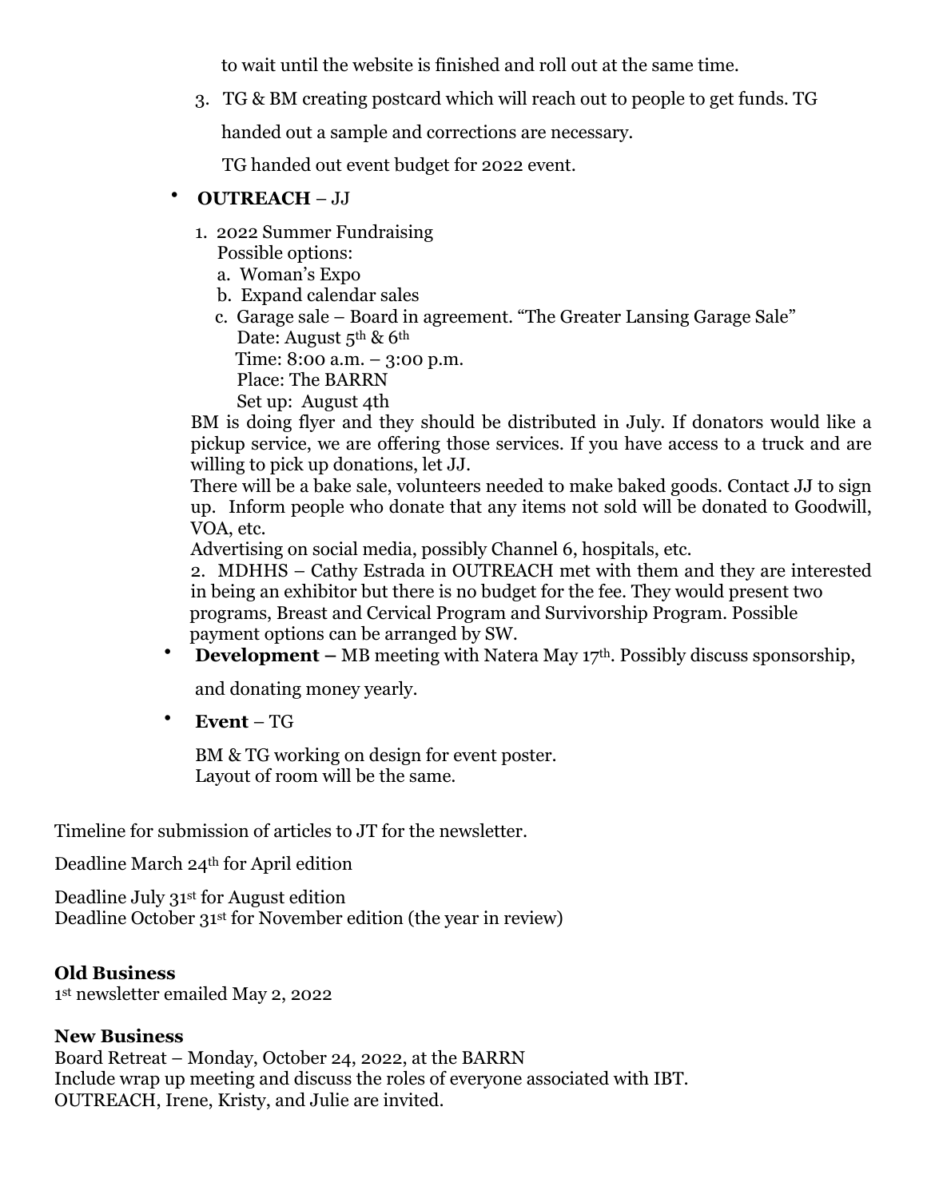to wait until the website is finished and roll out at the same time.

3. TG & BM creating postcard which will reach out to people to get funds. TG handed out a sample and corrections are necessary.

   TG handed out event budget for 2022 event.

- **OUTREACH** – JJ

  1. 2022 Summer Fundraising
     Possible options:
     a. Woman's Expo
     b. Expand calendar sales
     c. Garage sale – Board in agreement. "The Greater Lansing Garage Sale"
        Date: August 5th & 6th
        Time: 8:00 a.m. – 3:00 p.m.
        Place: The BARRN
        Set up: August 4th

  BM is doing flyer and they should be distributed in July. If donators would like a pickup service, we are offering those services. If you have access to a truck and are willing to pick up donations, let JJ.

  There will be a bake sale, volunteers needed to make baked goods. Contact JJ to sign up. Inform people who donate that any items not sold will be donated to Goodwill, VOA, etc.

  Advertising on social media, possibly Channel 6, hospitals, etc.

  2. MDHHS – Cathy Estrada in OUTREACH met with them and they are interested in being an exhibitor but there is no budget for the fee. They would present two programs, Breast and Cervical Program and Survivorship Program. Possible payment options can be arranged by SW.

- **Development –** MB meeting with Natera May 17th. Possibly discuss sponsorship, and donating money yearly.

- **Event** – TG

  BM & TG working on design for event poster.
  Layout of room will be the same.

Timeline for submission of articles to JT for the newsletter.

Deadline March 24th for April edition

Deadline July 31st for August edition
Deadline October 31st for November edition (the year in review)

**Old Business**
1st newsletter emailed May 2, 2022

**New Business**
Board Retreat – Monday, October 24, 2022, at the BARRN
Include wrap up meeting and discuss the roles of everyone associated with IBT.
OUTREACH, Irene, Kristy, and Julie are invited.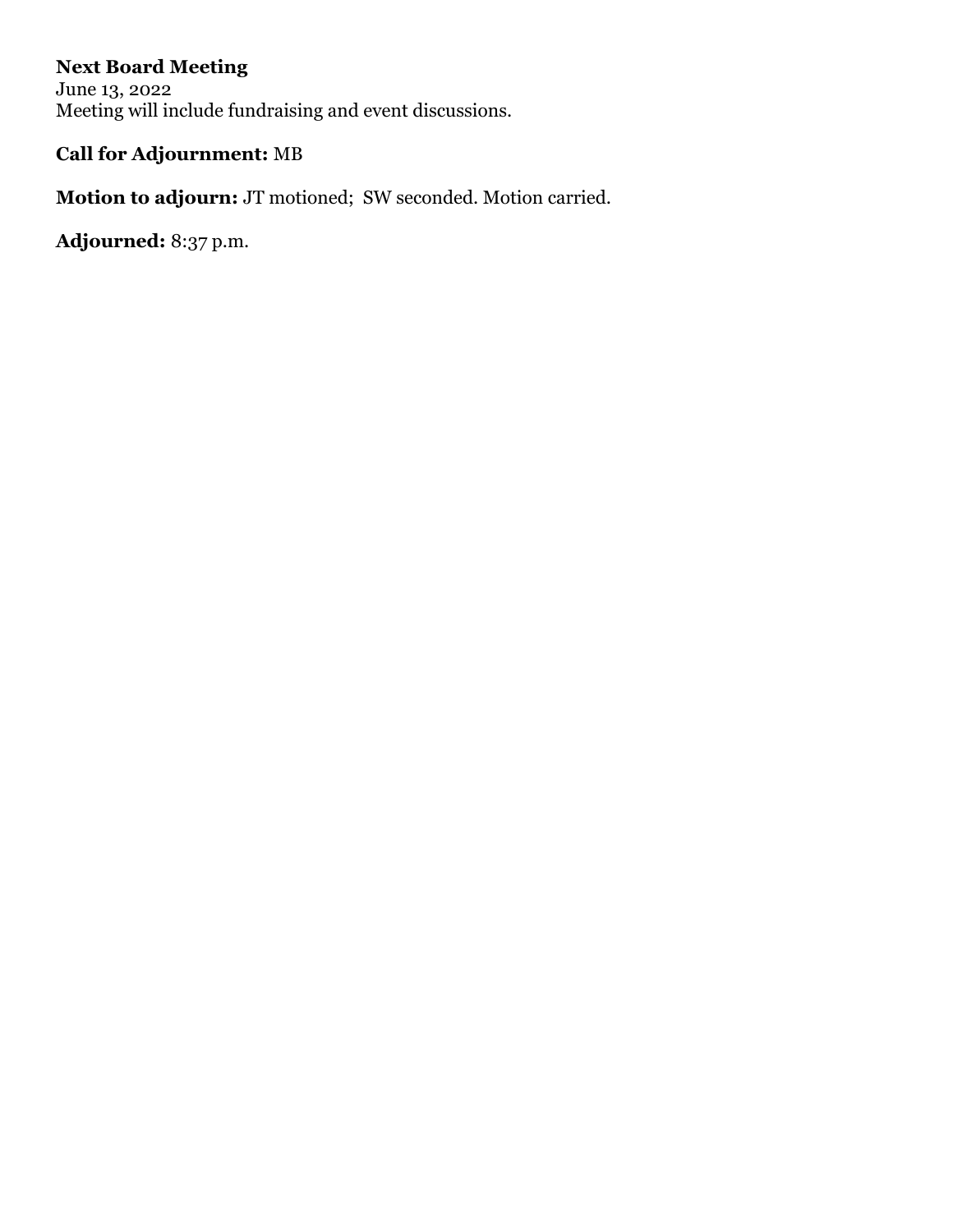**Next Board Meeting**
June 13, 2022
Meeting will include fundraising and event discussions.

**Call for Adjournment:** MB

**Motion to adjourn:** JT motioned; SW seconded. Motion carried.

**Adjourned:** 8:37 p.m.